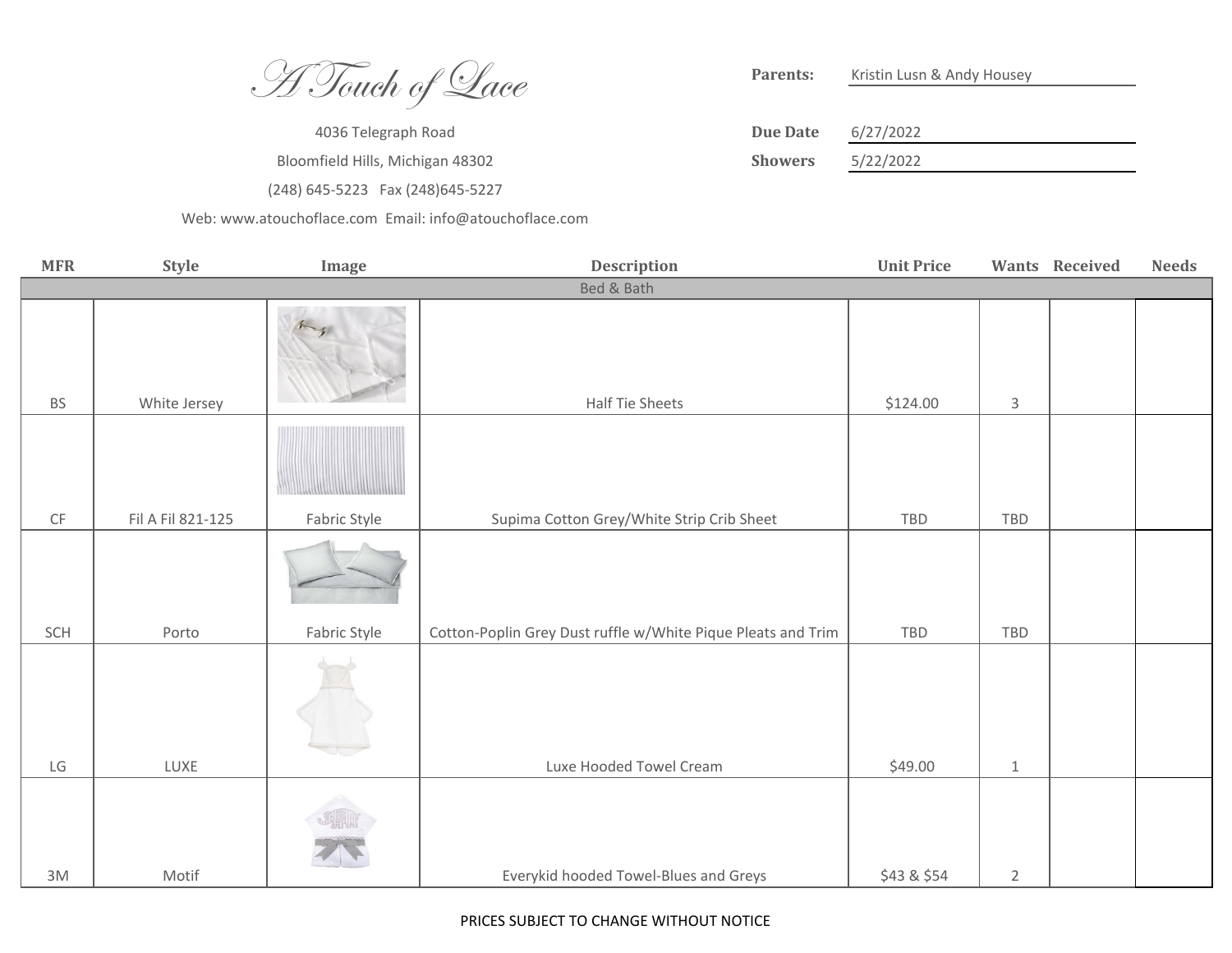# A Touch of Lace

4036 Telegraph Road

Bloomfield Hills, Michigan 48302

(248) 645-5223 Fax (248)645-5227

Web: www.atouchoflace.com Email: info@atouchoflace.com

**Parents:** Kristin Lusn & Andy Housey

**Due Date** 6/27/2022

**Showers** 5/22/2022

| MFR | Style | Image | Description | Unit Price | Wants | Received | Needs |
|---|---|---|---|---|---|---|---|
| | | | Bed & Bath | | | | |
| BS | White Jersey | | Half Tie Sheets | $124.00 | 3 | | |
| CF | Fil A Fil 821-125 | Fabric Style | Supima Cotton Grey/White Strip Crib Sheet | TBD | TBD | | |
| SCH | Porto | Fabric Style | Cotton-Poplin Grey Dust ruffle w/White Pique Pleats and Trim | TBD | TBD | | |
| LG | LUXE | | Luxe Hooded Towel Cream | $49.00 | 1 | | |
| 3M | Motif | | Everykid hooded Towel-Blues and Greys | $43 & $54 | 2 | | |

PRICES SUBJECT TO CHANGE WITHOUT NOTICE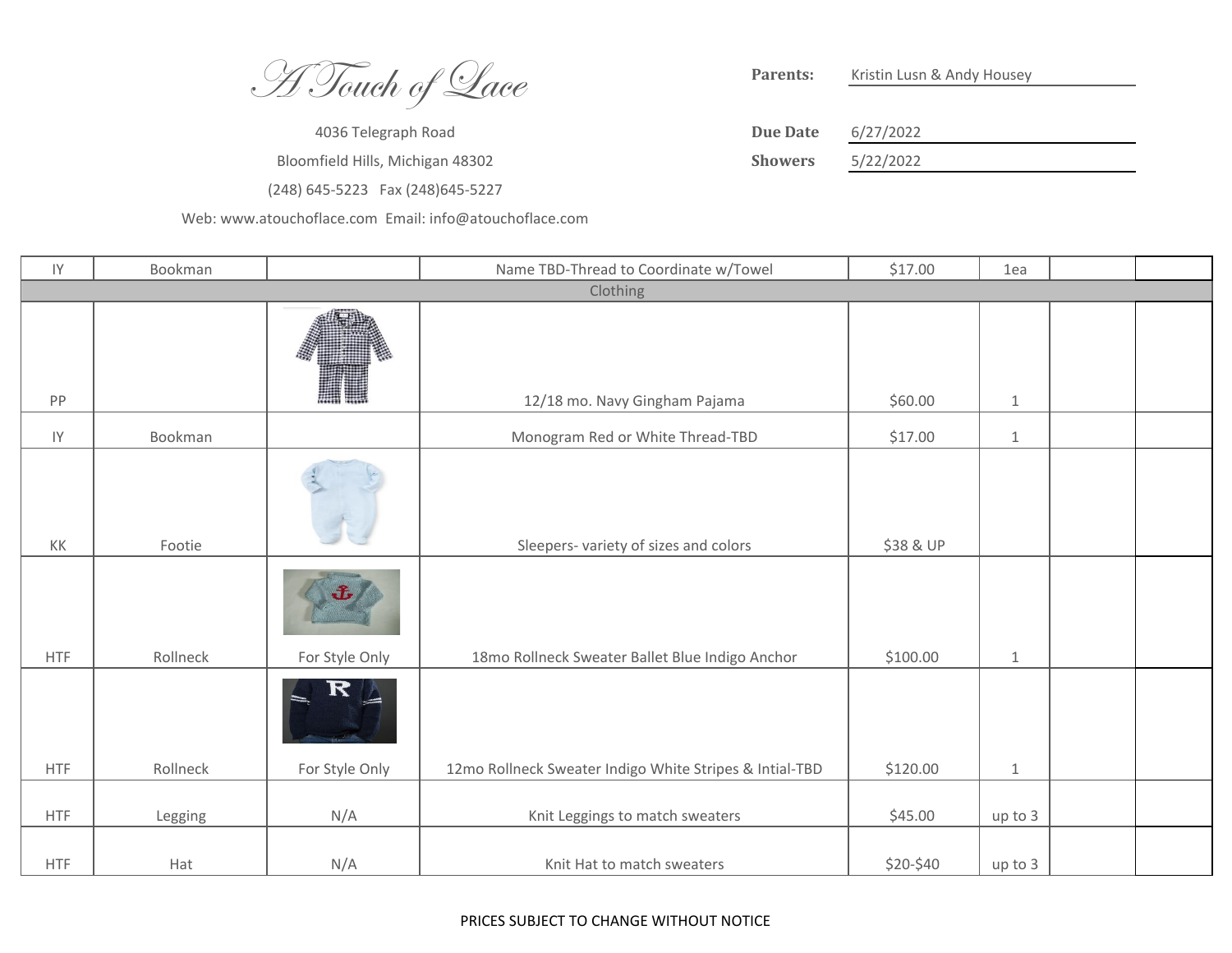A Touch of Lace

4036 Telegraph Road

Bloomfield Hills, Michigan 48302

(248) 645-5223 Fax (248)645-5227

Web: www.atouchoflace.com Email: info@atouchoflace.com

**Parents:** Kristin Lusn & Andy Housey

**Due Date** 6/27/2022

**Showers** 5/22/2022

| | | | | | | | |
|---|---|---|---|---|---|---|---|
| IY | Bookman | | Name TBD-Thread to Coordinate w/Towel | $17.00 | 1ea | | |
| | | | Clothing | | | | |
| PP | | | 12/18 mo. Navy Gingham Pajama | $60.00 | 1 | | |
| IY | Bookman | | Monogram Red or White Thread-TBD | $17.00 | 1 | | |
| KK | Footie | | Sleepers- variety of sizes and colors | $38 & UP | | | |
| HTF | Rollneck | For Style Only | 18mo Rollneck Sweater Ballet Blue Indigo Anchor | $100.00 | 1 | | |
| HTF | Rollneck | For Style Only | 12mo Rollneck Sweater Indigo White Stripes & Intial-TBD | $120.00 | 1 | | |
| HTF | Legging | N/A | Knit Leggings to match sweaters | $45.00 | up to 3 | | |
| HTF | Hat | N/A | Knit Hat to match sweaters | $20-$40 | up to 3 | | |

PRICES SUBJECT TO CHANGE WITHOUT NOTICE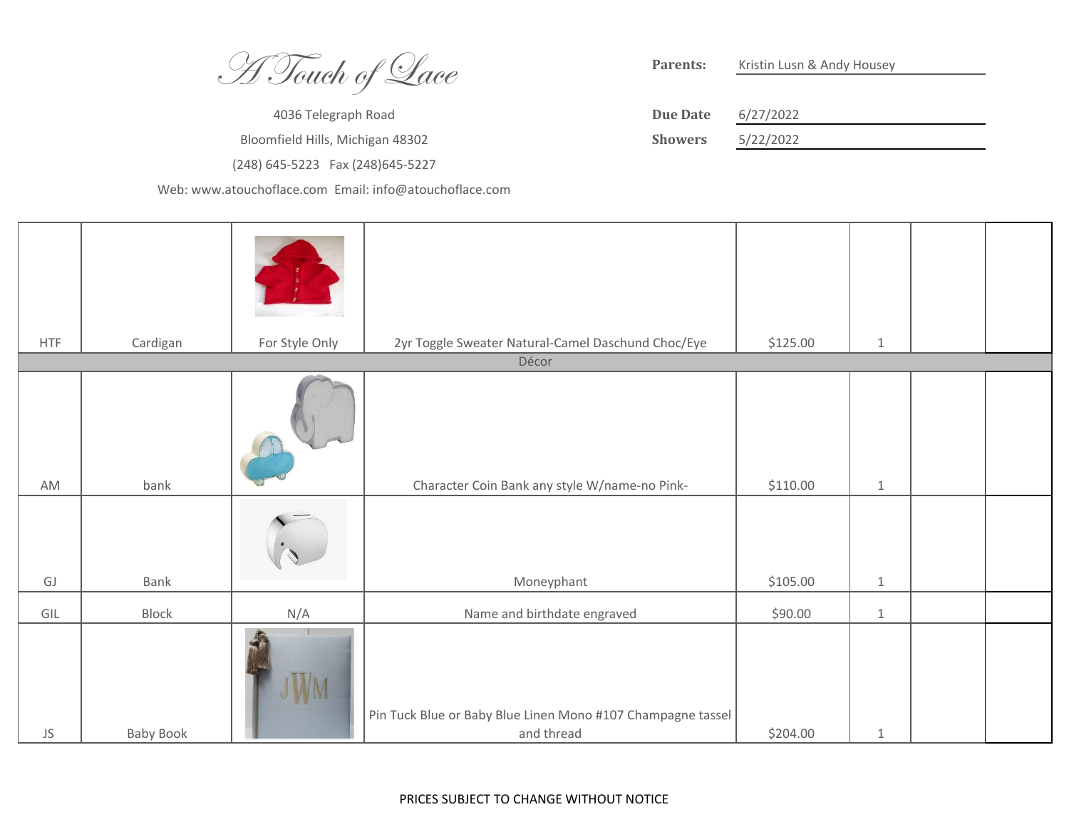*A Touch of Lace*

4036 Telegraph Road

Bloomfield Hills, Michigan 48302

(248) 645-5223 Fax (248)645-5227

Web: www.atouchoflace.com Email: info@atouchoflace.com

**Parents:** Kristin Lusn & Andy Housey

**Due Date** 6/27/2022

**Showers** 5/22/2022

| | | | | | | | |
|---|---|---|---|---|---|---|---|
| HTF | Cardigan | For Style Only | 2yr Toggle Sweater Natural-Camel Daschund Choc/Eye | $125.00 | 1 | | |
| | | | Décor | | | | |
| AM | bank | | Character Coin Bank any style W/name-no Pink- | $110.00 | 1 | | |
| GJ | Bank | | Moneyphant | $105.00 | 1 | | |
| GIL | Block | N/A | Name and birthdate engraved | $90.00 | 1 | | |
| JS | Baby Book | | Pin Tuck Blue or Baby Blue Linen Mono #107 Champagne tassel and thread | $204.00 | 1 | | |

PRICES SUBJECT TO CHANGE WITHOUT NOTICE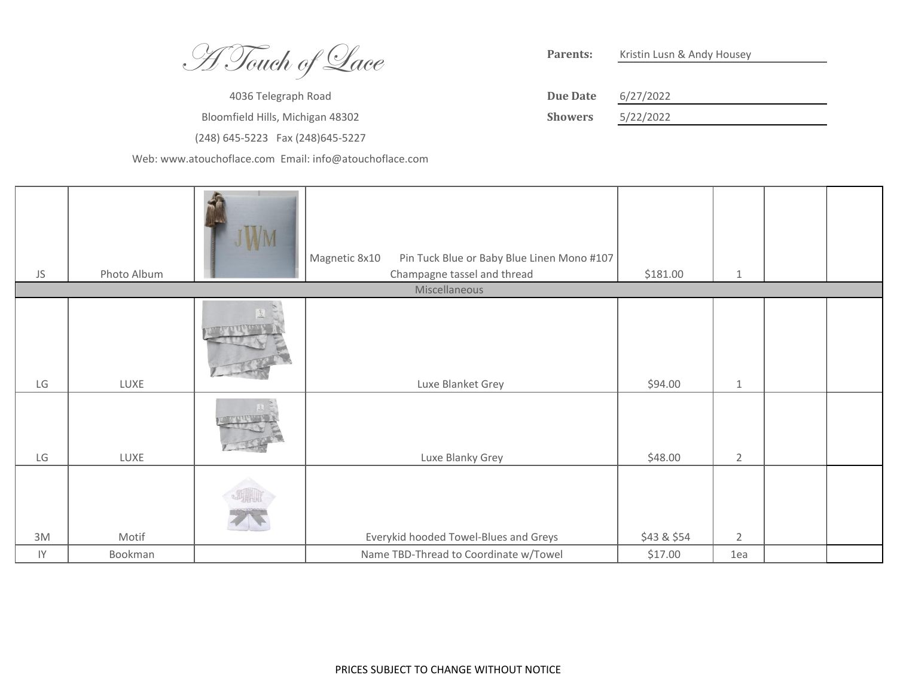*A Touch of Lace*

4036 Telegraph Road

Bloomfield Hills, Michigan 48302

(248) 645-5223 Fax (248)645-5227

Web: www.atouchoflace.com Email: info@atouchoflace.com

**Parents:** Kristin Lusn & Andy Housey

**Due Date** 6/27/2022

**Showers** 5/22/2022

| | | | | | | | |
|---|---|---|---|---|---|---|---|
| JS | Photo Album | | Magnetic 8x10 Pin Tuck Blue or Baby Blue Linen Mono #107 Champagne tassel and thread | $181.00 | 1 | | |
| Miscellaneous | | | | | | | |
| LG | LUXE | | Luxe Blanket Grey | $94.00 | 1 | | |
| LG | LUXE | | Luxe Blanky Grey | $48.00 | 2 | | |
| 3M | Motif | | Everykid hooded Towel-Blues and Greys | $43 & $54 | 2 | | |
| IY | Bookman | | Name TBD-Thread to Coordinate w/Towel | $17.00 | 1ea | | |

PRICES SUBJECT TO CHANGE WITHOUT NOTICE